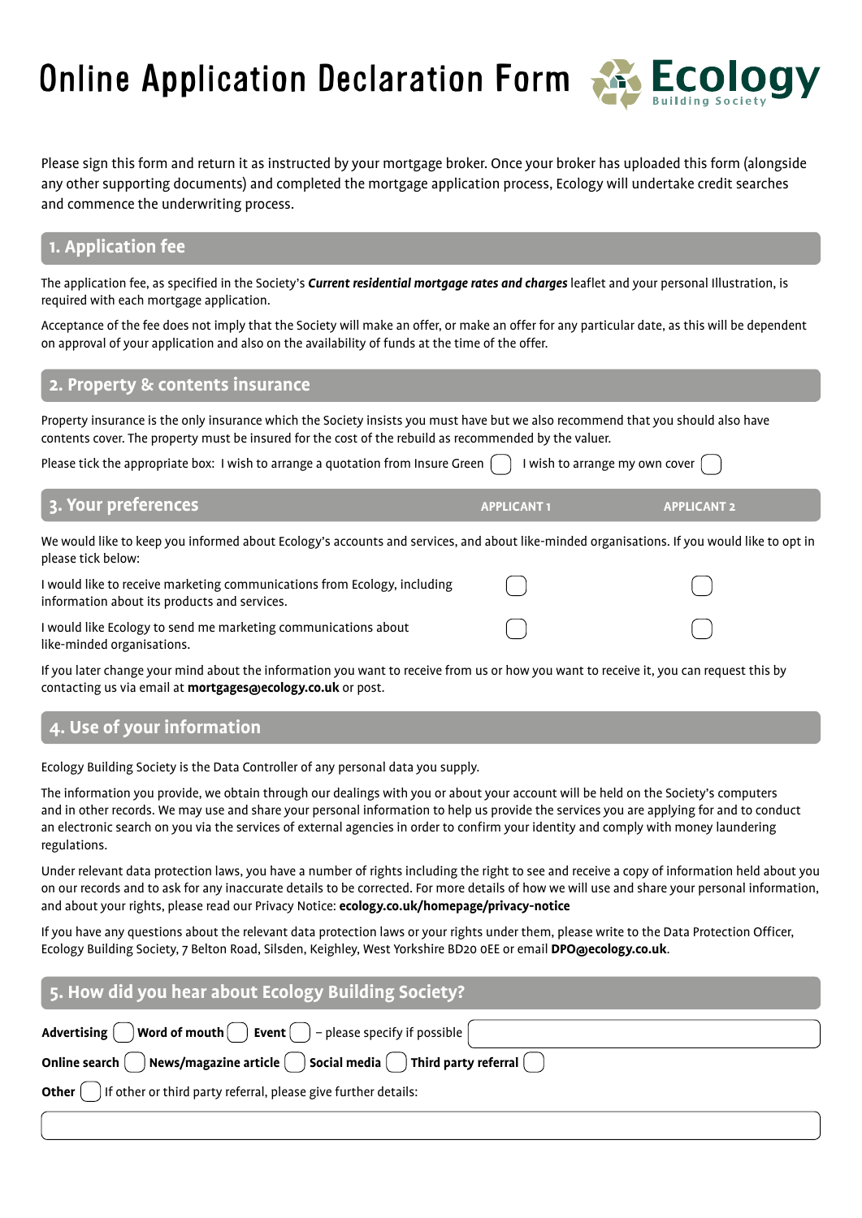# Online Application Declaration Form

Ecology Building Society

Please sign this form and return it as instructed by your mortgage broker. Once your broker has uploaded this form (alongside any other supporting documents) and completed the mortgage application process, Ecology will undertake credit searches and commence the underwriting process.

## 1. Application fee

The application fee, as specified in the Society's ***Current residential mortgage rates and charges*** leaflet and your personal Illustration, is required with each mortgage application.

Acceptance of the fee does not imply that the Society will make an offer, or make an offer for any particular date, as this will be dependent on approval of your application and also on the availability of funds at the time of the offer.

## 2. Property & contents insurance

Property insurance is the only insurance which the Society insists you must have but we also recommend that you should also have contents cover. The property must be insured for the cost of the rebuild as recommended by the valuer.

Please tick the appropriate box: I wish to arrange a quotation from Insure Green ☐ I wish to arrange my own cover ☐

## 3. Your preferences

We would like to keep you informed about Ecology's accounts and services, and about like-minded organisations. If you would like to opt in please tick below:

| | APPLICANT 1 | APPLICANT 2 |
|---|---|---|
| I would like to receive marketing communications from Ecology, including information about its products and services. | ☐ | ☐ |
| I would like Ecology to send me marketing communications about like-minded organisations. | ☐ | ☐ |

If you later change your mind about the information you want to receive from us or how you want to receive it, you can request this by contacting us via email at **mortgages@ecology.co.uk** or post.

## 4. Use of your information

Ecology Building Society is the Data Controller of any personal data you supply.

The information you provide, we obtain through our dealings with you or about your account will be held on the Society's computers and in other records. We may use and share your personal information to help us provide the services you are applying for and to conduct an electronic search on you via the services of external agencies in order to confirm your identity and comply with money laundering regulations.

Under relevant data protection laws, you have a number of rights including the right to see and receive a copy of information held about you on our records and to ask for any inaccurate details to be corrected. For more details of how we will use and share your personal information, and about your rights, please read our Privacy Notice: **ecology.co.uk/homepage/privacy-notice**

If you have any questions about the relevant data protection laws or your rights under them, please write to the Data Protection Officer, Ecology Building Society, 7 Belton Road, Silsden, Keighley, West Yorkshire BD20 0EE or email **DPO@ecology.co.uk**.

## 5. How did you hear about Ecology Building Society?

**Advertising** ☐ **Word of mouth** ☐ **Event** ☐ – please specify if possible ____________

**Online search** ☐ **News/magazine article** ☐ **Social media** ☐ **Third party referral** ☐

**Other** ☐ If other or third party referral, please give further details:

____________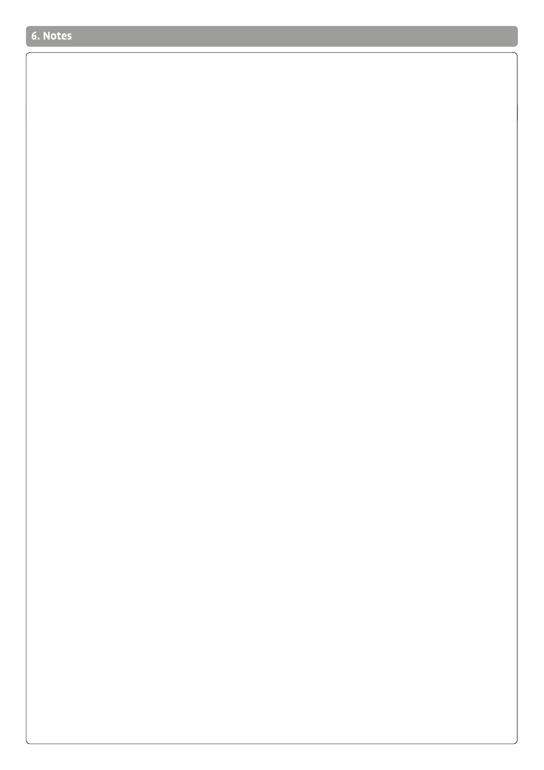## 6. Notes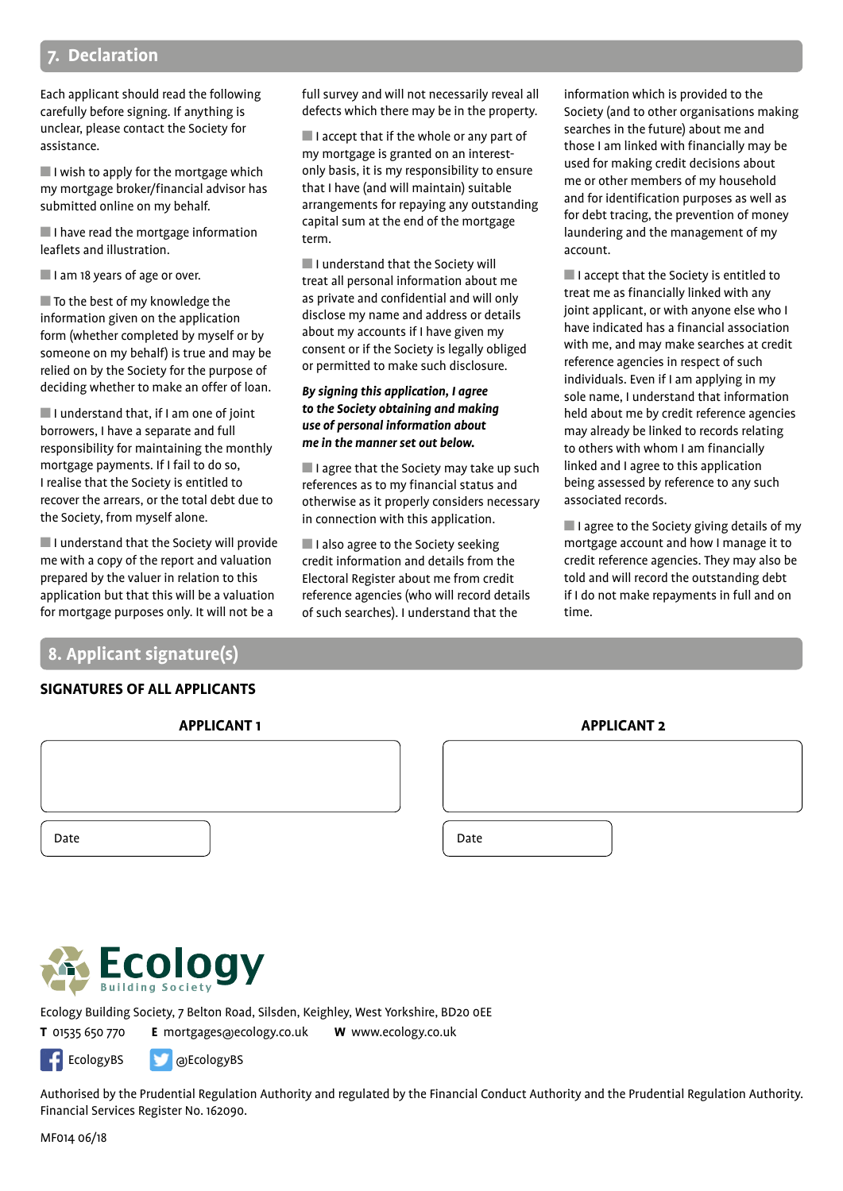## 7. Declaration

Each applicant should read the following carefully before signing. If anything is unclear, please contact the Society for assistance.

- I wish to apply for the mortgage which my mortgage broker/financial advisor has submitted online on my behalf.
- I have read the mortgage information leaflets and illustration.
- I am 18 years of age or over.
- To the best of my knowledge the information given on the application form (whether completed by myself or by someone on my behalf) is true and may be relied on by the Society for the purpose of deciding whether to make an offer of loan.
- I understand that, if I am one of joint borrowers, I have a separate and full responsibility for maintaining the monthly mortgage payments. If I fail to do so, I realise that the Society is entitled to recover the arrears, or the total debt due to the Society, from myself alone.
- I understand that the Society will provide me with a copy of the report and valuation prepared by the valuer in relation to this application but that this will be a valuation for mortgage purposes only. It will not be a full survey and will not necessarily reveal all defects which there may be in the property.
- I accept that if the whole or any part of my mortgage is granted on an interest-only basis, it is my responsibility to ensure that I have (and will maintain) suitable arrangements for repaying any outstanding capital sum at the end of the mortgage term.
- I understand that the Society will treat all personal information about me as private and confidential and will only disclose my name and address or details about my accounts if I have given my consent or if the Society is legally obliged or permitted to make such disclosure.

***By signing this application, I agree to the Society obtaining and making use of personal information about me in the manner set out below.***

- I agree that the Society may take up such references as to my financial status and otherwise as it properly considers necessary in connection with this application.
- I also agree to the Society seeking credit information and details from the Electoral Register about me from credit reference agencies (who will record details of such searches). I understand that the information which is provided to the Society (and to other organisations making searches in the future) about me and those I am linked with financially may be used for making credit decisions about me or other members of my household and for identification purposes as well as for debt tracing, the prevention of money laundering and the management of my account.
- I accept that the Society is entitled to treat me as financially linked with any joint applicant, or with anyone else who I have indicated has a financial association with me, and may make searches at credit reference agencies in respect of such individuals. Even if I am applying in my sole name, I understand that information held about me by credit reference agencies may already be linked to records relating to others with whom I am financially linked and I agree to this application being assessed by reference to any such associated records.
- I agree to the Society giving details of my mortgage account and how I manage it to credit reference agencies. They may also be told and will record the outstanding debt if I do not make repayments in full and on time.

## 8. Applicant signature(s)

**SIGNATURES OF ALL APPLICANTS**

| APPLICANT 1 | APPLICANT 2 |
|---|---|
| | |
| Date | Date |

**Ecology** Building Society

Ecology Building Society, 7 Belton Road, Silsden, Keighley, West Yorkshire, BD20 0EE

**T** 01535 650 770 **E** mortgages@ecology.co.uk **W** www.ecology.co.uk

EcologyBS @EcologyBS

Authorised by the Prudential Regulation Authority and regulated by the Financial Conduct Authority and the Prudential Regulation Authority. Financial Services Register No. 162090.

MF014 06/18